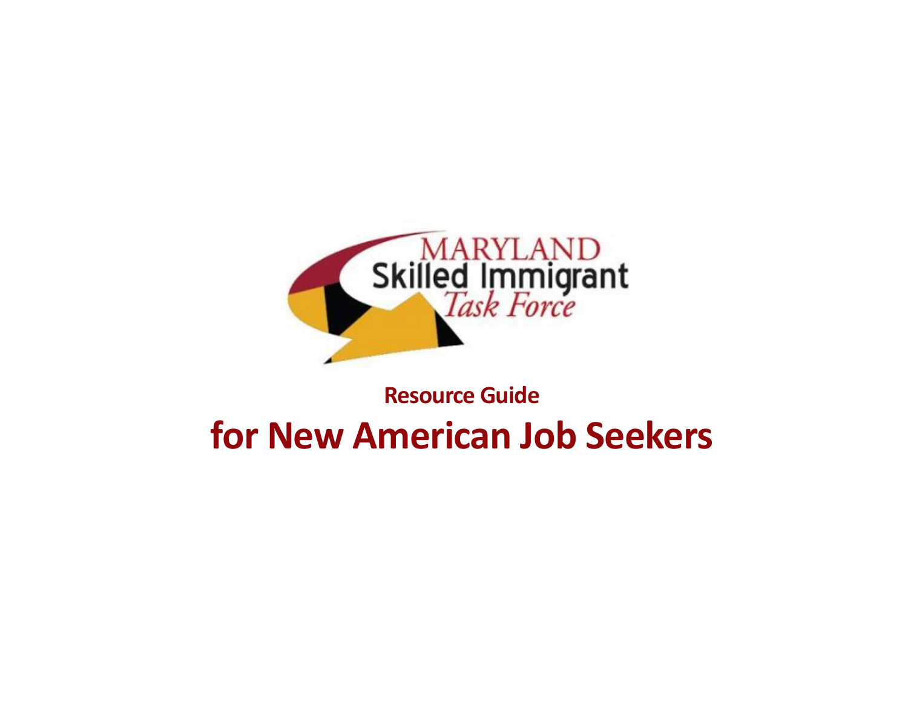MARYLAND
Skilled Immigrant
*Task Force*

## Resource Guide

# for New American Job Seekers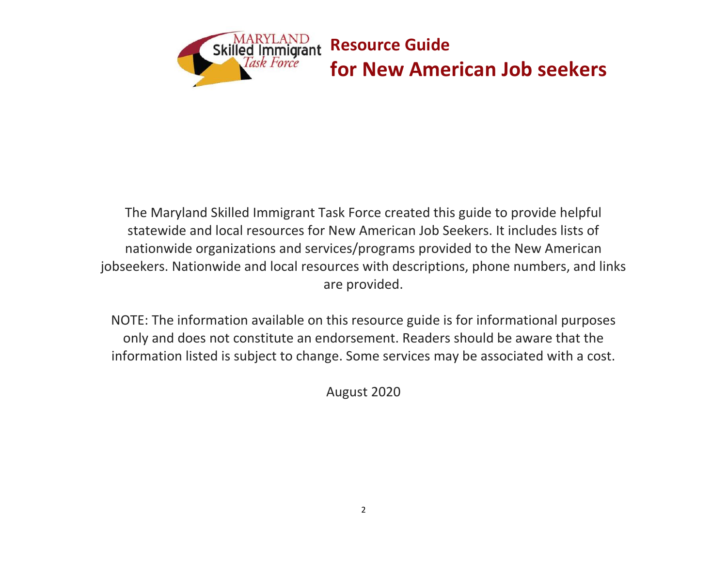# Resource Guide for New American Job seekers

The Maryland Skilled Immigrant Task Force created this guide to provide helpful statewide and local resources for New American Job Seekers. It includes lists of nationwide organizations and services/programs provided to the New American jobseekers. Nationwide and local resources with descriptions, phone numbers, and links are provided.

NOTE: The information available on this resource guide is for informational purposes only and does not constitute an endorsement. Readers should be aware that the information listed is subject to change. Some services may be associated with a cost.

August 2020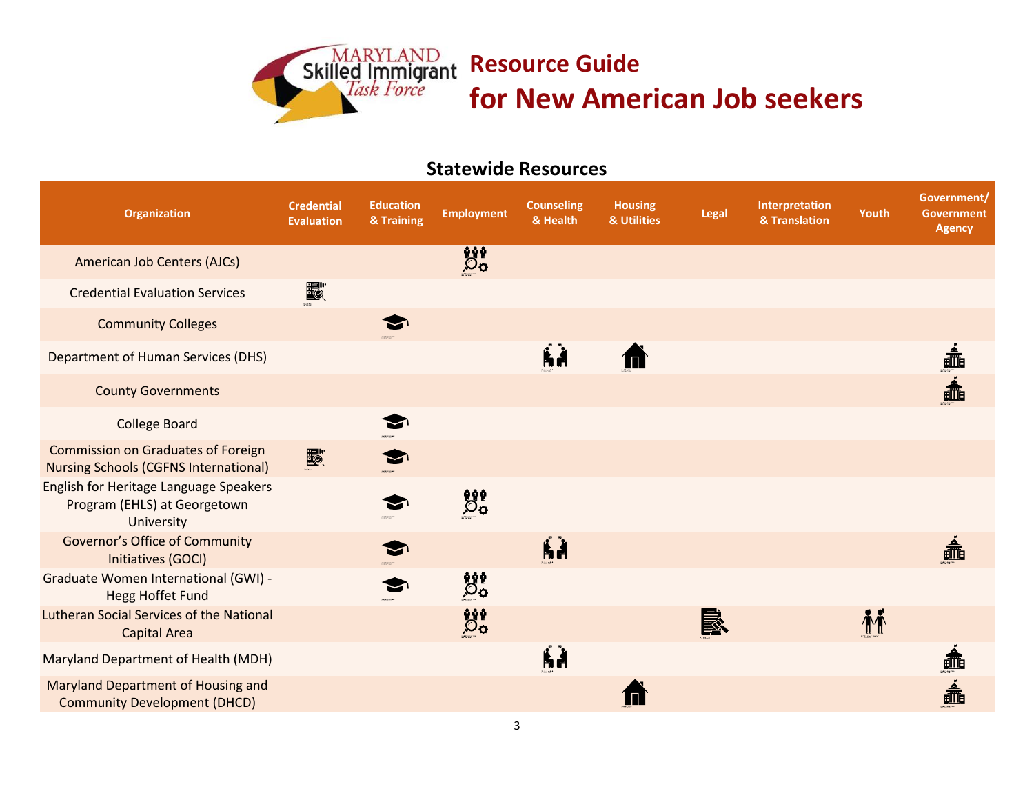# Resource Guide for New American Job seekers

Maryland Skilled Immigrant Task Force

## Statewide Resources

| Organization | Credential Evaluation | Education & Training | Employment | Counseling & Health | Housing & Utilities | Legal | Interpretation & Translation | Youth | Government/ Government Agency |
|---|---|---|---|---|---|---|---|---|---|
| American Job Centers (AJCs) | | | ✓ | | | | | | |
| Credential Evaluation Services | ✓ | | | | | | | | |
| Community Colleges | | ✓ | | | | | | | |
| Department of Human Services (DHS) | | | | ✓ | ✓ | | | | ✓ |
| County Governments | | | | | | | | | ✓ |
| College Board | | ✓ | | | | | | | |
| Commission on Graduates of Foreign Nursing Schools (CGFNS International) | ✓ | ✓ | | | | | | | |
| English for Heritage Language Speakers Program (EHLS) at Georgetown University | | ✓ | ✓ | | | | | | |
| Governor's Office of Community Initiatives (GOCI) | | ✓ | | ✓ | | | | | ✓ |
| Graduate Women International (GWI) - Hegg Hoffet Fund | | ✓ | ✓ | | | | | | |
| Lutheran Social Services of the National Capital Area | | | ✓ | | | ✓ | | ✓ | |
| Maryland Department of Health (MDH) | | | | ✓ | | | | | ✓ |
| Maryland Department of Housing and Community Development (DHCD) | | | | | ✓ | | | | ✓ |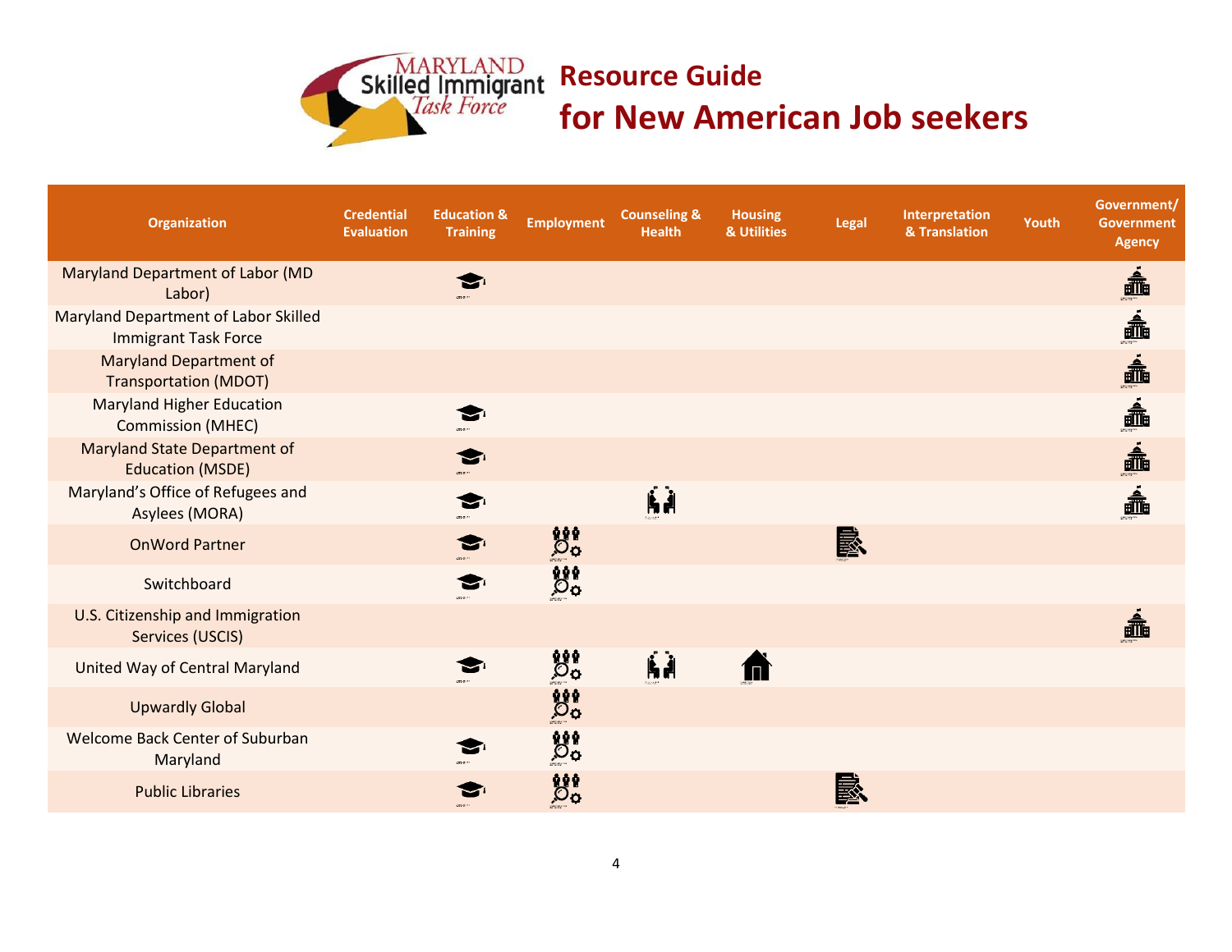# Resource Guide for New American Job seekers

**MARYLAND Skilled Immigrant Task Force**

| Organization | Credential Evaluation | Education & Training | Employment | Counseling & Health | Housing & Utilities | Legal | Interpretation & Translation | Youth | Government/ Government Agency |
|---|---|---|---|---|---|---|---|---|---|
| Maryland Department of Labor (MD Labor) | | ✓ | | | | | | | ✓ |
| Maryland Department of Labor Skilled Immigrant Task Force | | | | | | | | | ✓ |
| Maryland Department of Transportation (MDOT) | | | | | | | | | ✓ |
| Maryland Higher Education Commission (MHEC) | | ✓ | | | | | | | ✓ |
| Maryland State Department of Education (MSDE) | | ✓ | | | | | | | ✓ |
| Maryland's Office of Refugees and Asylees (MORA) | | ✓ | | ✓ | | | | | ✓ |
| OnWord Partner | | ✓ | ✓ | | | ✓ | | | |
| Switchboard | | ✓ | ✓ | | | | | | |
| U.S. Citizenship and Immigration Services (USCIS) | | | | | | | | | ✓ |
| United Way of Central Maryland | | ✓ | ✓ | ✓ | ✓ | | | | |
| Upwardly Global | | | ✓ | | | | | | |
| Welcome Back Center of Suburban Maryland | | ✓ | ✓ | | | | | | |
| Public Libraries | | ✓ | ✓ | | | ✓ | | | |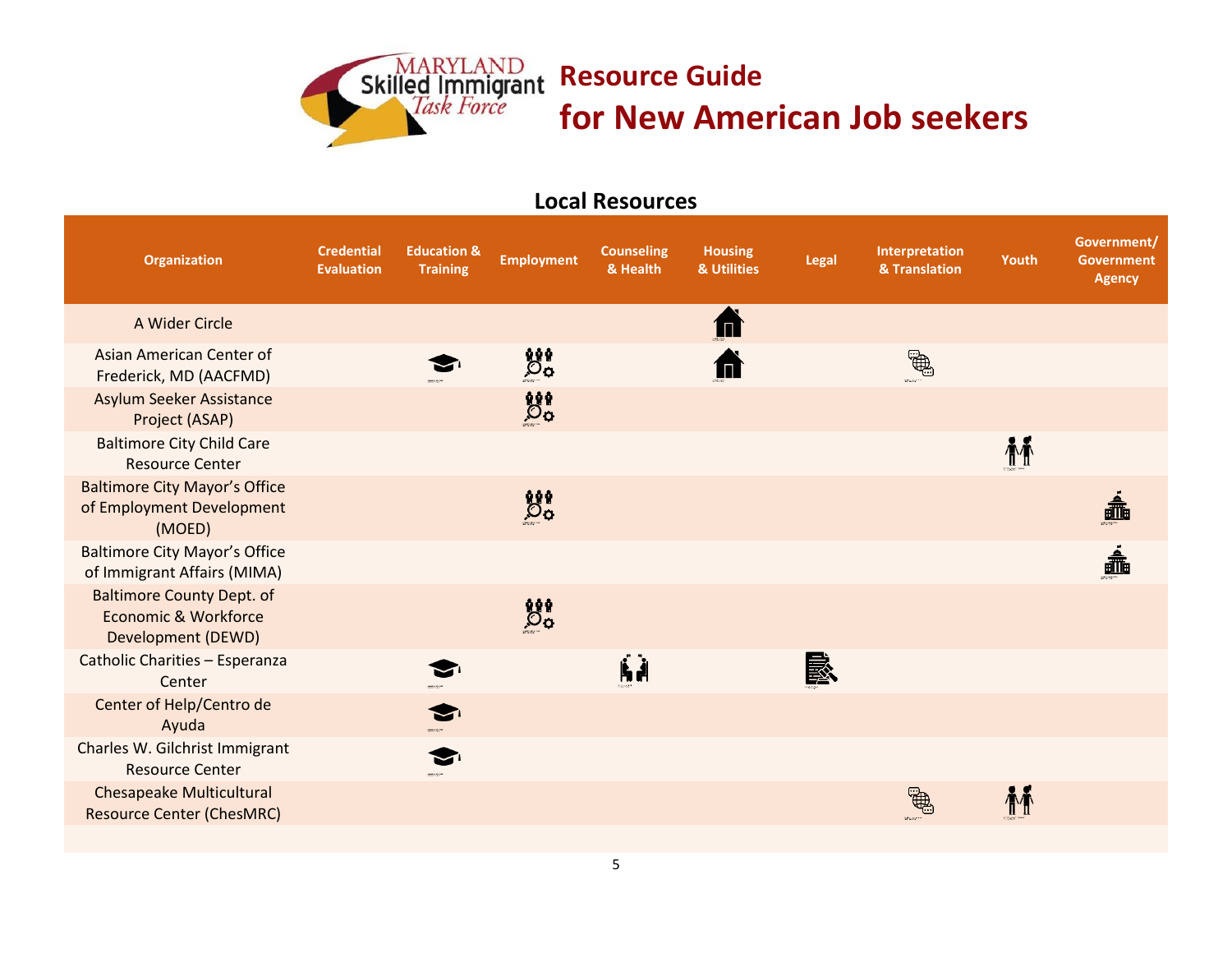MARYLAND Skilled Immigrant *Task Force*

# Resource Guide for New American Job seekers

## Local Resources

| Organization | Credential Evaluation | Education & Training | Employment | Counseling & Health | Housing & Utilities | Legal | Interpretation & Translation | Youth | Government/ Government Agency |
|---|---|---|---|---|---|---|---|---|---|
| A Wider Circle | | | | | ✓ | | | | |
| Asian American Center of Frederick, MD (AACFMD) | | ✓ | ✓ | | ✓ | | ✓ | | |
| Asylum Seeker Assistance Project (ASAP) | | | ✓ | | | | | | |
| Baltimore City Child Care Resource Center | | | | | | | | ✓ | |
| Baltimore City Mayor's Office of Employment Development (MOED) | | | ✓ | | | | | | ✓ |
| Baltimore City Mayor's Office of Immigrant Affairs (MIMA) | | | | | | | | | ✓ |
| Baltimore County Dept. of Economic & Workforce Development (DEWD) | | | ✓ | | | | | | |
| Catholic Charities – Esperanza Center | | ✓ | | ✓ | | ✓ | | | |
| Center of Help/Centro de Ayuda | | ✓ | | | | | | | |
| Charles W. Gilchrist Immigrant Resource Center | | ✓ | | | | | | | |
| Chesapeake Multicultural Resource Center (ChesMRC) | | | | | | | ✓ | ✓ | |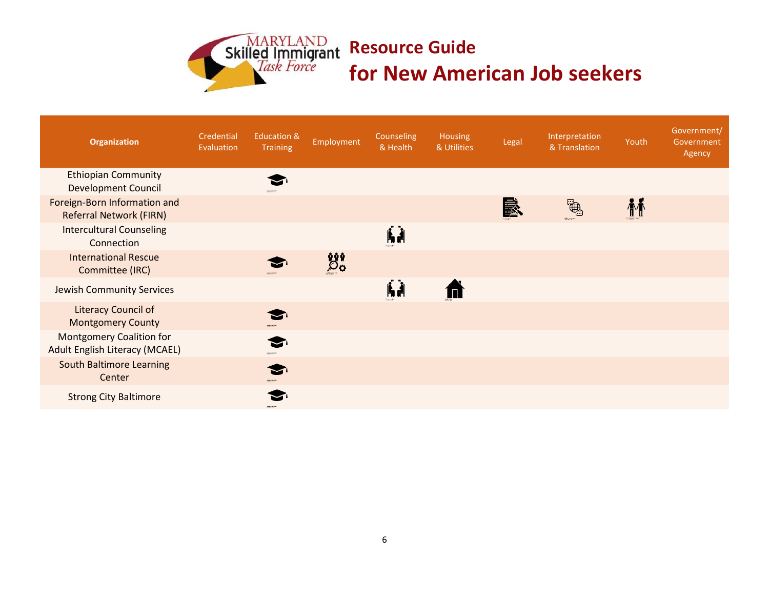# Resource Guide for New American Job seekers

| Organization | Credential Evaluation | Education & Training | Employment | Counseling & Health | Housing & Utilities | Legal | Interpretation & Translation | Youth | Government/ Government Agency |
|---|---|---|---|---|---|---|---|---|---|
| Ethiopian Community Development Council | | ✓ | | | | | | | |
| Foreign-Born Information and Referral Network (FIRN) | | | | | | ✓ | ✓ | ✓ | |
| Intercultural Counseling Connection | | | | ✓ | | | | | |
| International Rescue Committee (IRC) | | ✓ | ✓ | | | | | | |
| Jewish Community Services | | | | ✓ | ✓ | | | | |
| Literacy Council of Montgomery County | | ✓ | | | | | | | |
| Montgomery Coalition for Adult English Literacy (MCAEL) | | ✓ | | | | | | | |
| South Baltimore Learning Center | | ✓ | | | | | | | |
| Strong City Baltimore | | ✓ | | | | | | | |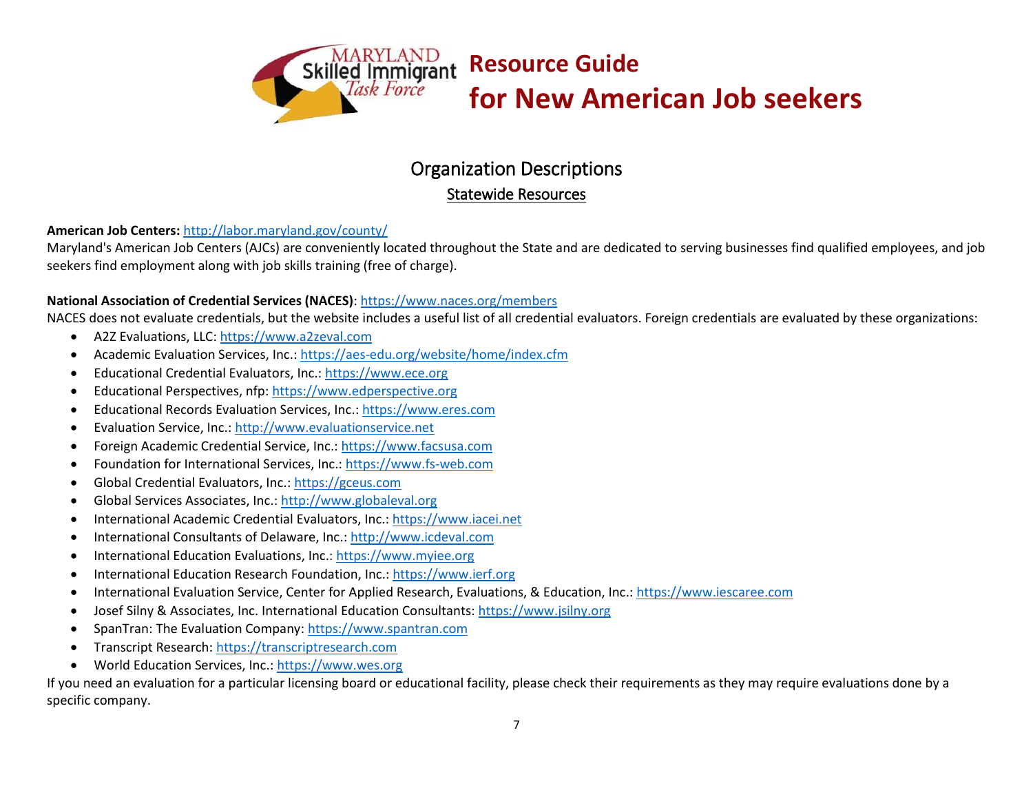# Resource Guide for New American Job seekers

## Organization Descriptions

### Statewide Resources

**American Job Centers:** http://labor.maryland.gov/county/

Maryland's American Job Centers (AJCs) are conveniently located throughout the State and are dedicated to serving businesses find qualified employees, and job seekers find employment along with job skills training (free of charge).

**National Association of Credential Services (NACES)**: https://www.naces.org/members

NACES does not evaluate credentials, but the website includes a useful list of all credential evaluators. Foreign credentials are evaluated by these organizations:

- A2Z Evaluations, LLC: https://www.a2zeval.com
- Academic Evaluation Services, Inc.: https://aes-edu.org/website/home/index.cfm
- Educational Credential Evaluators, Inc.: https://www.ece.org
- Educational Perspectives, nfp: https://www.edperspective.org
- Educational Records Evaluation Services, Inc.: https://www.eres.com
- Evaluation Service, Inc.: http://www.evaluationservice.net
- Foreign Academic Credential Service, Inc.: https://www.facsusa.com
- Foundation for International Services, Inc.: https://www.fs-web.com
- Global Credential Evaluators, Inc.: https://gceus.com
- Global Services Associates, Inc.: http://www.globaleval.org
- International Academic Credential Evaluators, Inc.: https://www.iacei.net
- International Consultants of Delaware, Inc.: http://www.icdeval.com
- International Education Evaluations, Inc.: https://www.myiee.org
- International Education Research Foundation, Inc.: https://www.ierf.org
- International Evaluation Service, Center for Applied Research, Evaluations, & Education, Inc.: https://www.iescaree.com
- Josef Silny & Associates, Inc. International Education Consultants: https://www.jsilny.org
- SpanTran: The Evaluation Company: https://www.spantran.com
- Transcript Research: https://transcriptresearch.com
- World Education Services, Inc.: https://www.wes.org

If you need an evaluation for a particular licensing board or educational facility, please check their requirements as they may require evaluations done by a specific company.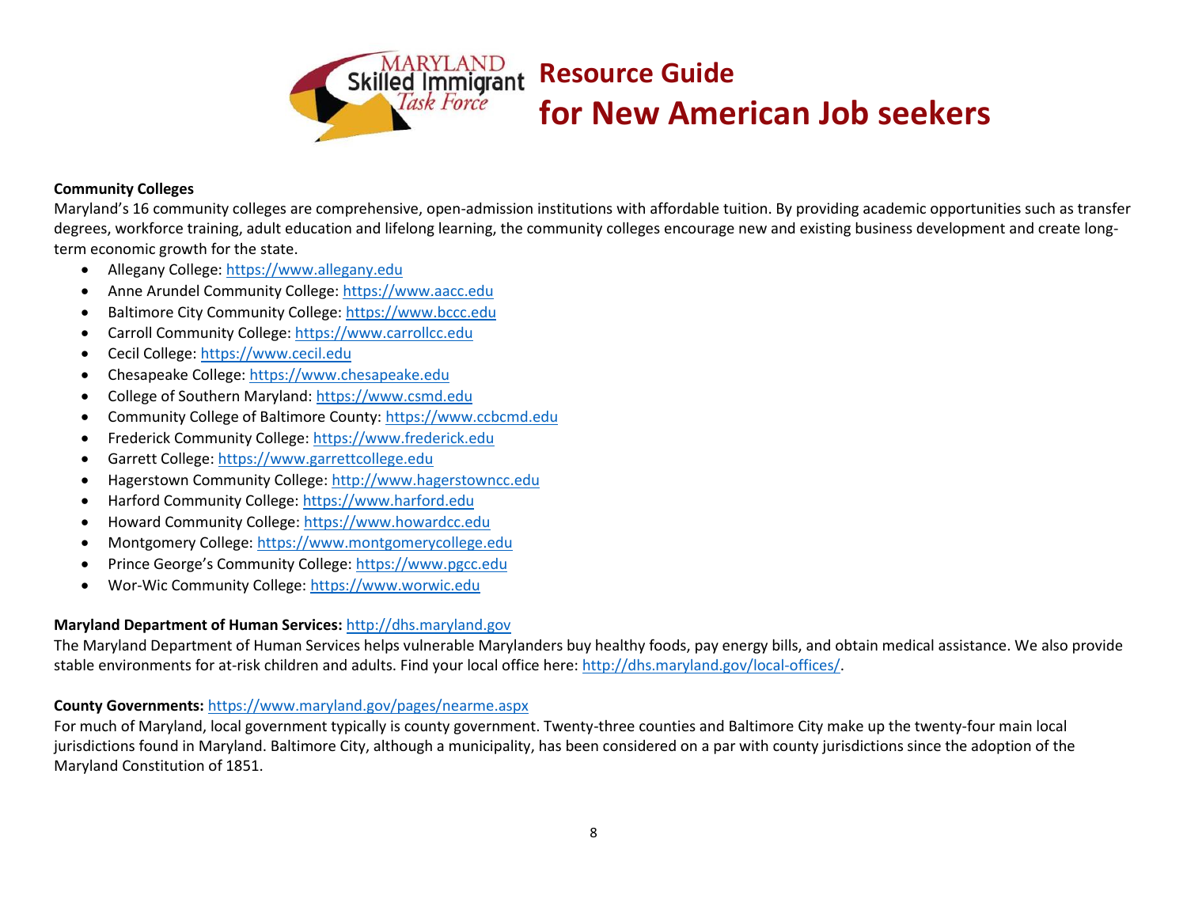**Community Colleges**

Maryland's 16 community colleges are comprehensive, open-admission institutions with affordable tuition. By providing academic opportunities such as transfer degrees, workforce training, adult education and lifelong learning, the community colleges encourage new and existing business development and create long-term economic growth for the state.

- Allegany College: https://www.allegany.edu
- Anne Arundel Community College: https://www.aacc.edu
- Baltimore City Community College: https://www.bccc.edu
- Carroll Community College: https://www.carrollcc.edu
- Cecil College: https://www.cecil.edu
- Chesapeake College: https://www.chesapeake.edu
- College of Southern Maryland: https://www.csmd.edu
- Community College of Baltimore County: https://www.ccbcmd.edu
- Frederick Community College: https://www.frederick.edu
- Garrett College: https://www.garrettcollege.edu
- Hagerstown Community College: http://www.hagerstowncc.edu
- Harford Community College: https://www.harford.edu
- Howard Community College: https://www.howardcc.edu
- Montgomery College: https://www.montgomerycollege.edu
- Prince George's Community College: https://www.pgcc.edu
- Wor-Wic Community College: https://www.worwic.edu

**Maryland Department of Human Services:** http://dhs.maryland.gov

The Maryland Department of Human Services helps vulnerable Marylanders buy healthy foods, pay energy bills, and obtain medical assistance. We also provide stable environments for at-risk children and adults. Find your local office here: http://dhs.maryland.gov/local-offices/.

**County Governments:** https://www.maryland.gov/pages/nearme.aspx

For much of Maryland, local government typically is county government. Twenty-three counties and Baltimore City make up the twenty-four main local jurisdictions found in Maryland. Baltimore City, although a municipality, has been considered on a par with county jurisdictions since the adoption of the Maryland Constitution of 1851.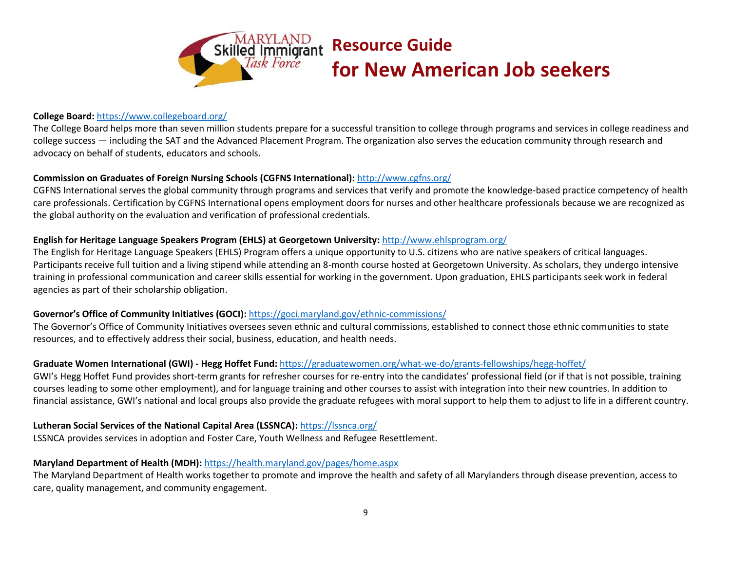**College Board:** https://www.collegeboard.org/
The College Board helps more than seven million students prepare for a successful transition to college through programs and services in college readiness and college success — including the SAT and the Advanced Placement Program. The organization also serves the education community through research and advocacy on behalf of students, educators and schools.

**Commission on Graduates of Foreign Nursing Schools (CGFNS International):** http://www.cgfns.org/
CGFNS International serves the global community through programs and services that verify and promote the knowledge-based practice competency of health care professionals. Certification by CGFNS International opens employment doors for nurses and other healthcare professionals because we are recognized as the global authority on the evaluation and verification of professional credentials.

**English for Heritage Language Speakers Program (EHLS) at Georgetown University:** http://www.ehlsprogram.org/
The English for Heritage Language Speakers (EHLS) Program offers a unique opportunity to U.S. citizens who are native speakers of critical languages. Participants receive full tuition and a living stipend while attending an 8-month course hosted at Georgetown University. As scholars, they undergo intensive training in professional communication and career skills essential for working in the government. Upon graduation, EHLS participants seek work in federal agencies as part of their scholarship obligation.

**Governor's Office of Community Initiatives (GOCI):** https://goci.maryland.gov/ethnic-commissions/
The Governor's Office of Community Initiatives oversees seven ethnic and cultural commissions, established to connect those ethnic communities to state resources, and to effectively address their social, business, education, and health needs.

**Graduate Women International (GWI) - Hegg Hoffet Fund:** https://graduatewomen.org/what-we-do/grants-fellowships/hegg-hoffet/
GWI's Hegg Hoffet Fund provides short-term grants for refresher courses for re-entry into the candidates' professional field (or if that is not possible, training courses leading to some other employment), and for language training and other courses to assist with integration into their new countries. In addition to financial assistance, GWI's national and local groups also provide the graduate refugees with moral support to help them to adjust to life in a different country.

**Lutheran Social Services of the National Capital Area (LSSNCA):** https://lssnca.org/
LSSNCA provides services in adoption and Foster Care, Youth Wellness and Refugee Resettlement.

**Maryland Department of Health (MDH):** https://health.maryland.gov/pages/home.aspx
The Maryland Department of Health works together to promote and improve the health and safety of all Marylanders through disease prevention, access to care, quality management, and community engagement.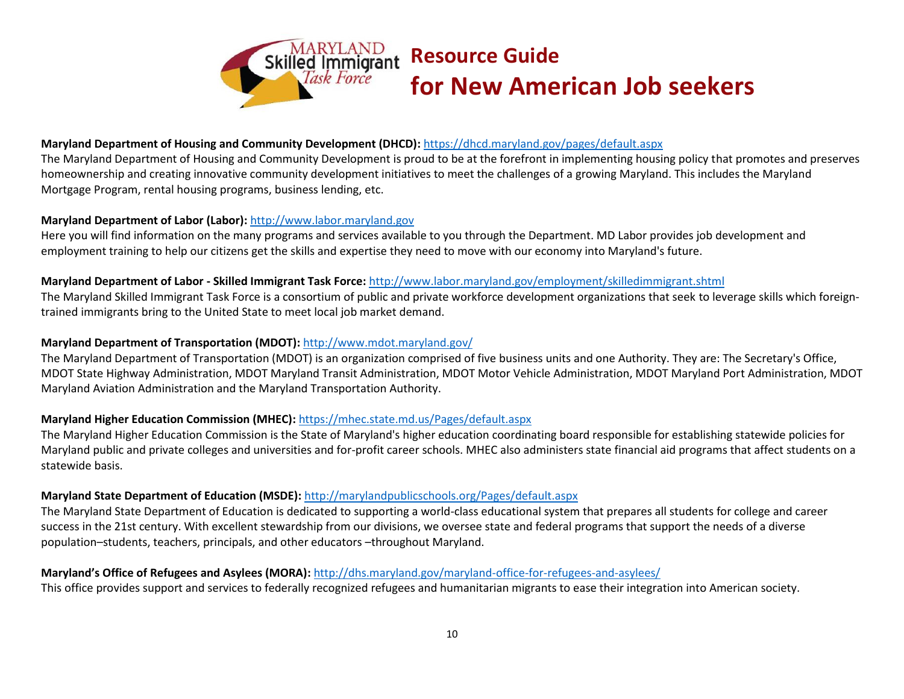# Resource Guide for New American Job seekers

**Maryland Department of Housing and Community Development (DHCD):** https://dhcd.maryland.gov/pages/default.aspx
The Maryland Department of Housing and Community Development is proud to be at the forefront in implementing housing policy that promotes and preserves homeownership and creating innovative community development initiatives to meet the challenges of a growing Maryland. This includes the Maryland Mortgage Program, rental housing programs, business lending, etc.

**Maryland Department of Labor (Labor):** http://www.labor.maryland.gov
Here you will find information on the many programs and services available to you through the Department. MD Labor provides job development and employment training to help our citizens get the skills and expertise they need to move with our economy into Maryland's future.

**Maryland Department of Labor - Skilled Immigrant Task Force:** http://www.labor.maryland.gov/employment/skilledimmigrant.shtml
The Maryland Skilled Immigrant Task Force is a consortium of public and private workforce development organizations that seek to leverage skills which foreign-trained immigrants bring to the United State to meet local job market demand.

**Maryland Department of Transportation (MDOT):** http://www.mdot.maryland.gov/
The Maryland Department of Transportation (MDOT) is an organization comprised of five business units and one Authority. They are: The Secretary's Office, MDOT State Highway Administration, MDOT Maryland Transit Administration, MDOT Motor Vehicle Administration, MDOT Maryland Port Administration, MDOT Maryland Aviation Administration and the Maryland Transportation Authority.

**Maryland Higher Education Commission (MHEC):** https://mhec.state.md.us/Pages/default.aspx
The Maryland Higher Education Commission is the State of Maryland's higher education coordinating board responsible for establishing statewide policies for Maryland public and private colleges and universities and for-profit career schools. MHEC also administers state financial aid programs that affect students on a statewide basis.

**Maryland State Department of Education (MSDE):** http://marylandpublicschools.org/Pages/default.aspx
The Maryland State Department of Education is dedicated to supporting a world-class educational system that prepares all students for college and career success in the 21st century. With excellent stewardship from our divisions, we oversee state and federal programs that support the needs of a diverse population–students, teachers, principals, and other educators –throughout Maryland.

**Maryland's Office of Refugees and Asylees (MORA):** http://dhs.maryland.gov/maryland-office-for-refugees-and-asylees/
This office provides support and services to federally recognized refugees and humanitarian migrants to ease their integration into American society.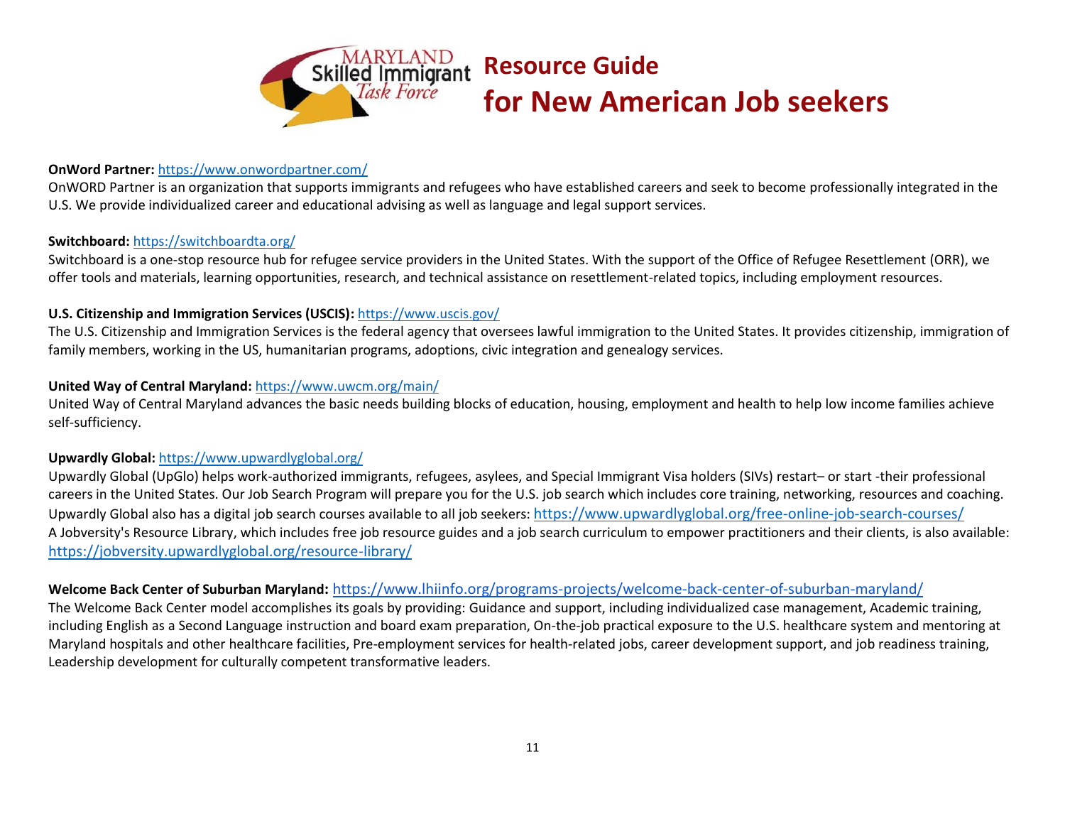**OnWord Partner:** https://www.onwordpartner.com/

OnWORD Partner is an organization that supports immigrants and refugees who have established careers and seek to become professionally integrated in the U.S. We provide individualized career and educational advising as well as language and legal support services.

**Switchboard:** https://switchboardta.org/

Switchboard is a one-stop resource hub for refugee service providers in the United States. With the support of the Office of Refugee Resettlement (ORR), we offer tools and materials, learning opportunities, research, and technical assistance on resettlement-related topics, including employment resources.

**U.S. Citizenship and Immigration Services (USCIS):** https://www.uscis.gov/

The U.S. Citizenship and Immigration Services is the federal agency that oversees lawful immigration to the United States. It provides citizenship, immigration of family members, working in the US, humanitarian programs, adoptions, civic integration and genealogy services.

**United Way of Central Maryland:** https://www.uwcm.org/main/

United Way of Central Maryland advances the basic needs building blocks of education, housing, employment and health to help low income families achieve self-sufficiency.

**Upwardly Global:** https://www.upwardlyglobal.org/

Upwardly Global (UpGlo) helps work-authorized immigrants, refugees, asylees, and Special Immigrant Visa holders (SIVs) restart– or start -their professional careers in the United States. Our Job Search Program will prepare you for the U.S. job search which includes core training, networking, resources and coaching. Upwardly Global also has a digital job search courses available to all job seekers: https://www.upwardlyglobal.org/free-online-job-search-courses/
A Jobversity's Resource Library, which includes free job resource guides and a job search curriculum to empower practitioners and their clients, is also available: https://jobversity.upwardlyglobal.org/resource-library/

**Welcome Back Center of Suburban Maryland:** https://www.lhiinfo.org/programs-projects/welcome-back-center-of-suburban-maryland/

The Welcome Back Center model accomplishes its goals by providing: Guidance and support, including individualized case management, Academic training, including English as a Second Language instruction and board exam preparation, On-the-job practical exposure to the U.S. healthcare system and mentoring at Maryland hospitals and other healthcare facilities, Pre-employment services for health-related jobs, career development support, and job readiness training, Leadership development for culturally competent transformative leaders.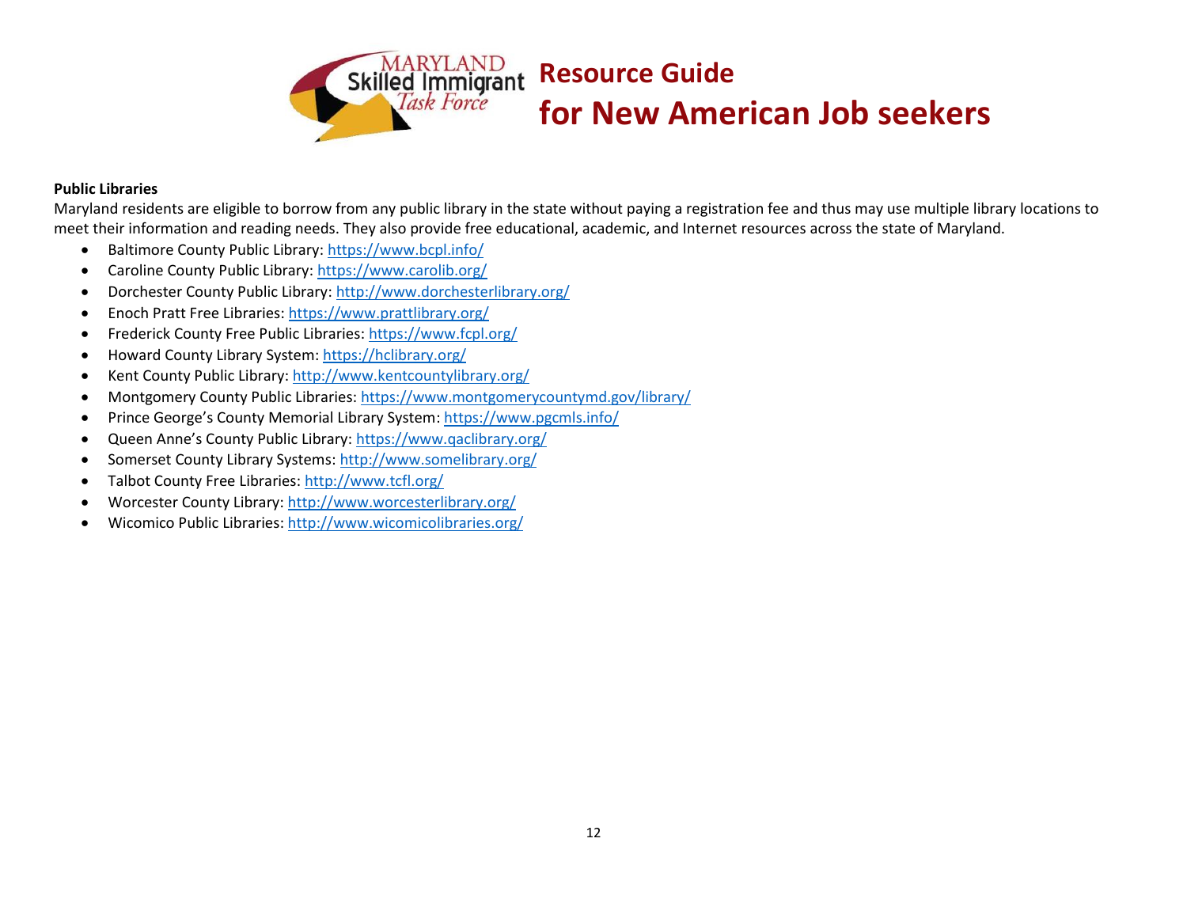**Public Libraries**

Maryland residents are eligible to borrow from any public library in the state without paying a registration fee and thus may use multiple library locations to meet their information and reading needs. They also provide free educational, academic, and Internet resources across the state of Maryland.

- Baltimore County Public Library: https://www.bcpl.info/
- Caroline County Public Library: https://www.carolib.org/
- Dorchester County Public Library: http://www.dorchesterlibrary.org/
- Enoch Pratt Free Libraries: https://www.prattlibrary.org/
- Frederick County Free Public Libraries: https://www.fcpl.org/
- Howard County Library System: https://hclibrary.org/
- Kent County Public Library: http://www.kentcountylibrary.org/
- Montgomery County Public Libraries: https://www.montgomerycountymd.gov/library/
- Prince George's County Memorial Library System: https://www.pgcmls.info/
- Queen Anne's County Public Library: https://www.qaclibrary.org/
- Somerset County Library Systems: http://www.somelibrary.org/
- Talbot County Free Libraries: http://www.tcfl.org/
- Worcester County Library: http://www.worcesterlibrary.org/
- Wicomico Public Libraries: http://www.wicomicolibraries.org/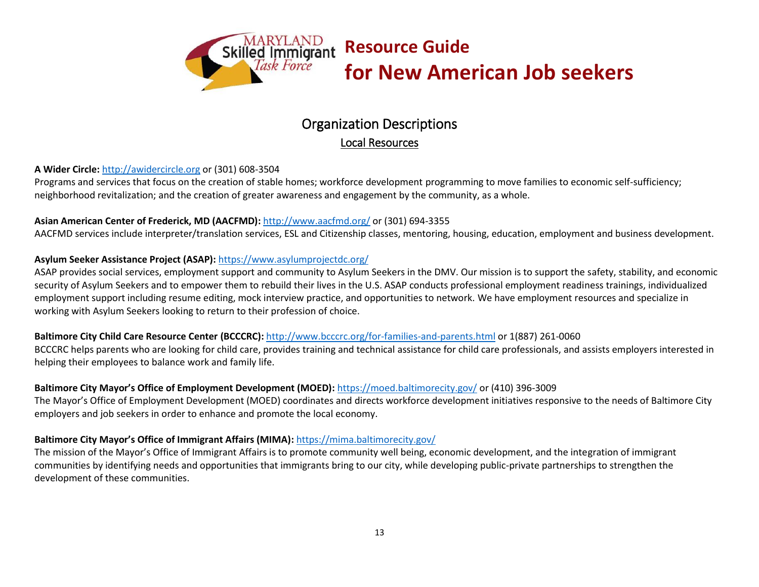# Resource Guide for New American Job seekers

## Organization Descriptions

### Local Resources

**A Wider Circle:** http://awidercircle.org or (301) 608-3504
Programs and services that focus on the creation of stable homes; workforce development programming to move families to economic self-sufficiency; neighborhood revitalization; and the creation of greater awareness and engagement by the community, as a whole.

**Asian American Center of Frederick, MD (AACFMD):** http://www.aacfmd.org/ or (301) 694-3355
AACFMD services include interpreter/translation services, ESL and Citizenship classes, mentoring, housing, education, employment and business development.

**Asylum Seeker Assistance Project (ASAP):** https://www.asylumprojectdc.org/
ASAP provides social services, employment support and community to Asylum Seekers in the DMV. Our mission is to support the safety, stability, and economic security of Asylum Seekers and to empower them to rebuild their lives in the U.S. ASAP conducts professional employment readiness trainings, individualized employment support including resume editing, mock interview practice, and opportunities to network. We have employment resources and specialize in working with Asylum Seekers looking to return to their profession of choice.

**Baltimore City Child Care Resource Center (BCCCRC):** http://www.bcccrc.org/for-families-and-parents.html or 1(887) 261-0060
BCCCRC helps parents who are looking for child care, provides training and technical assistance for child care professionals, and assists employers interested in helping their employees to balance work and family life.

**Baltimore City Mayor's Office of Employment Development (MOED):** https://moed.baltimorecity.gov/ or (410) 396-3009
The Mayor's Office of Employment Development (MOED) coordinates and directs workforce development initiatives responsive to the needs of Baltimore City employers and job seekers in order to enhance and promote the local economy.

**Baltimore City Mayor's Office of Immigrant Affairs (MIMA):** https://mima.baltimorecity.gov/
The mission of the Mayor's Office of Immigrant Affairs is to promote community well being, economic development, and the integration of immigrant communities by identifying needs and opportunities that immigrants bring to our city, while developing public-private partnerships to strengthen the development of these communities.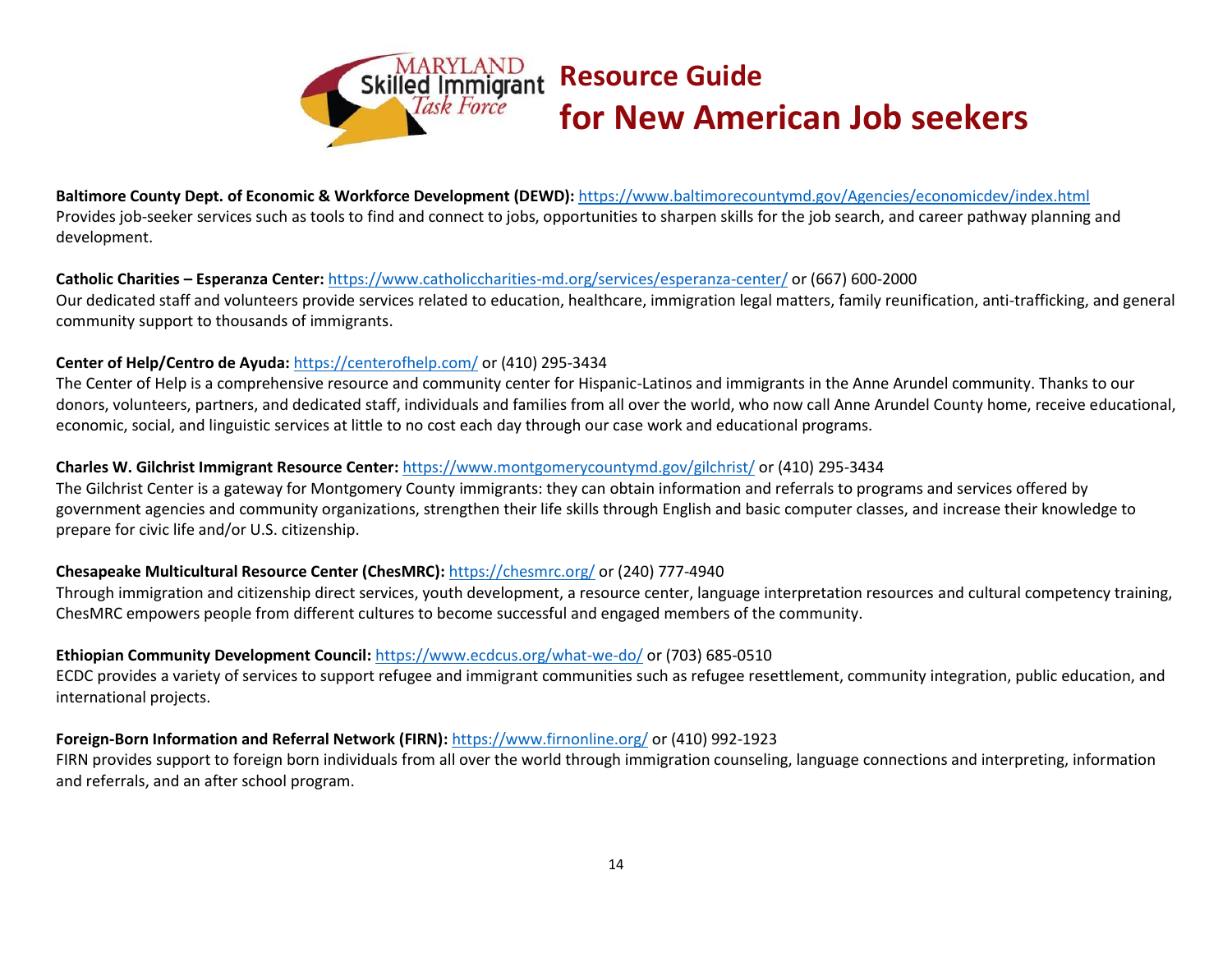# Resource Guide for New American Job seekers

**Baltimore County Dept. of Economic & Workforce Development (DEWD):** https://www.baltimorecountymd.gov/Agencies/economicdev/index.html
Provides job-seeker services such as tools to find and connect to jobs, opportunities to sharpen skills for the job search, and career pathway planning and development.

**Catholic Charities – Esperanza Center:** https://www.catholiccharities-md.org/services/esperanza-center/ or (667) 600-2000
Our dedicated staff and volunteers provide services related to education, healthcare, immigration legal matters, family reunification, anti-trafficking, and general community support to thousands of immigrants.

**Center of Help/Centro de Ayuda:** https://centerofhelp.com/ or (410) 295-3434
The Center of Help is a comprehensive resource and community center for Hispanic-Latinos and immigrants in the Anne Arundel community. Thanks to our donors, volunteers, partners, and dedicated staff, individuals and families from all over the world, who now call Anne Arundel County home, receive educational, economic, social, and linguistic services at little to no cost each day through our case work and educational programs.

**Charles W. Gilchrist Immigrant Resource Center:** https://www.montgomerycountymd.gov/gilchrist/ or (410) 295-3434
The Gilchrist Center is a gateway for Montgomery County immigrants: they can obtain information and referrals to programs and services offered by government agencies and community organizations, strengthen their life skills through English and basic computer classes, and increase their knowledge to prepare for civic life and/or U.S. citizenship.

**Chesapeake Multicultural Resource Center (ChesMRC):** https://chesmrc.org/ or (240) 777-4940
Through immigration and citizenship direct services, youth development, a resource center, language interpretation resources and cultural competency training, ChesMRC empowers people from different cultures to become successful and engaged members of the community.

**Ethiopian Community Development Council:** https://www.ecdcus.org/what-we-do/ or (703) 685-0510
ECDC provides a variety of services to support refugee and immigrant communities such as refugee resettlement, community integration, public education, and international projects.

**Foreign-Born Information and Referral Network (FIRN):** https://www.firnonline.org/ or (410) 992-1923
FIRN provides support to foreign born individuals from all over the world through immigration counseling, language connections and interpreting, information and referrals, and an after school program.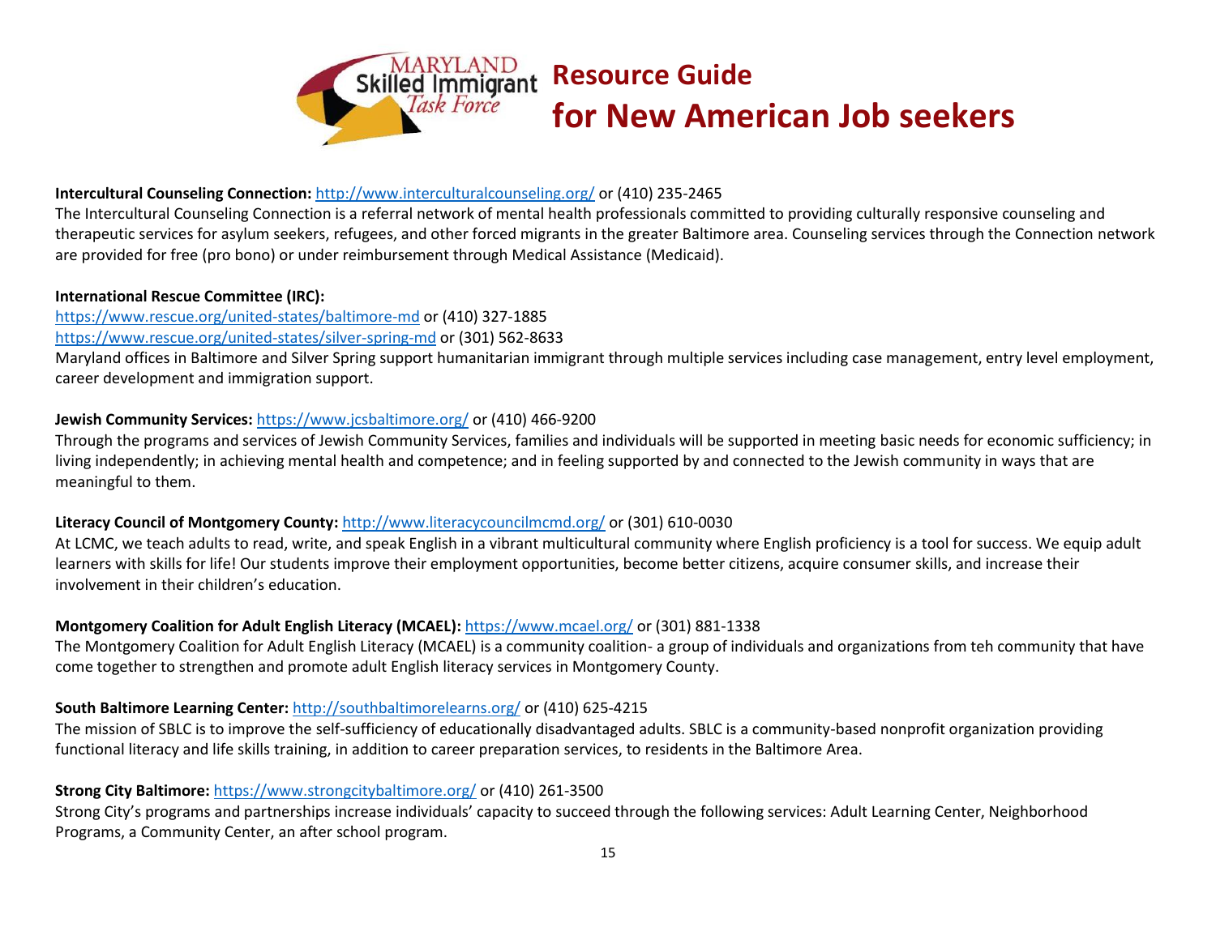**Intercultural Counseling Connection:** http://www.interculturalcounseling.org/ or (410) 235-2465
The Intercultural Counseling Connection is a referral network of mental health professionals committed to providing culturally responsive counseling and therapeutic services for asylum seekers, refugees, and other forced migrants in the greater Baltimore area. Counseling services through the Connection network are provided for free (pro bono) or under reimbursement through Medical Assistance (Medicaid).

**International Rescue Committee (IRC):**
https://www.rescue.org/united-states/baltimore-md or (410) 327-1885
https://www.rescue.org/united-states/silver-spring-md or (301) 562-8633
Maryland offices in Baltimore and Silver Spring support humanitarian immigrant through multiple services including case management, entry level employment, career development and immigration support.

**Jewish Community Services:** https://www.jcsbaltimore.org/ or (410) 466-9200
Through the programs and services of Jewish Community Services, families and individuals will be supported in meeting basic needs for economic sufficiency; in living independently; in achieving mental health and competence; and in feeling supported by and connected to the Jewish community in ways that are meaningful to them.

**Literacy Council of Montgomery County:** http://www.literacycouncilmcmd.org/ or (301) 610-0030
At LCMC, we teach adults to read, write, and speak English in a vibrant multicultural community where English proficiency is a tool for success. We equip adult learners with skills for life! Our students improve their employment opportunities, become better citizens, acquire consumer skills, and increase their involvement in their children's education.

**Montgomery Coalition for Adult English Literacy (MCAEL):** https://www.mcael.org/ or (301) 881-1338
The Montgomery Coalition for Adult English Literacy (MCAEL) is a community coalition- a group of individuals and organizations from teh community that have come together to strengthen and promote adult English literacy services in Montgomery County.

**South Baltimore Learning Center:** http://southbaltimorelearns.org/ or (410) 625-4215
The mission of SBLC is to improve the self-sufficiency of educationally disadvantaged adults. SBLC is a community-based nonprofit organization providing functional literacy and life skills training, in addition to career preparation services, to residents in the Baltimore Area.

**Strong City Baltimore:** https://www.strongcitybaltimore.org/ or (410) 261-3500
Strong City's programs and partnerships increase individuals' capacity to succeed through the following services: Adult Learning Center, Neighborhood Programs, a Community Center, an after school program.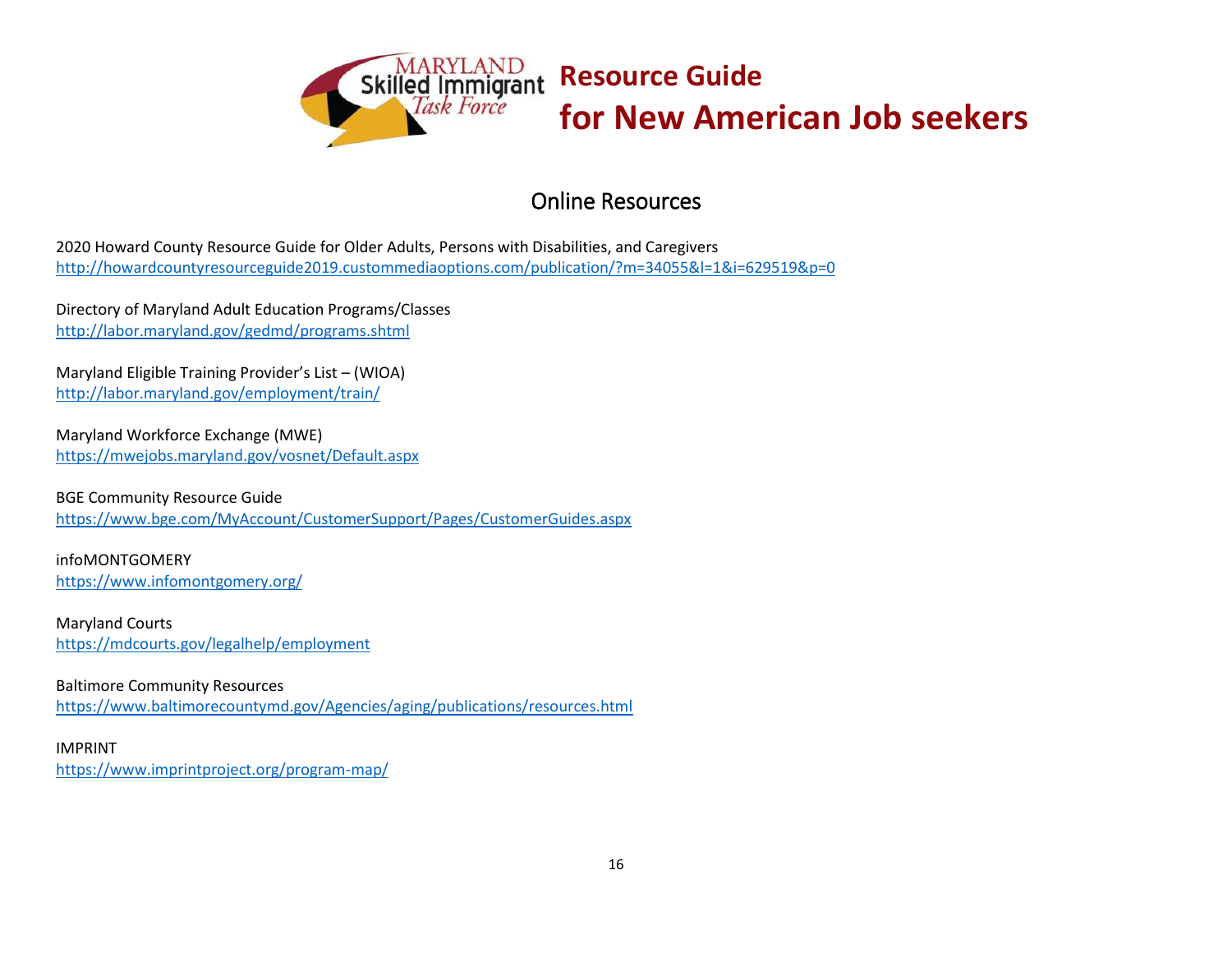# Resource Guide for New American Job seekers

## Online Resources

2020 Howard County Resource Guide for Older Adults, Persons with Disabilities, and Caregivers
http://howardcountyresourceguide2019.custommediaoptions.com/publication/?m=34055&l=1&i=629519&p=0

Directory of Maryland Adult Education Programs/Classes
http://labor.maryland.gov/gedmd/programs.shtml

Maryland Eligible Training Provider's List – (WIOA)
http://labor.maryland.gov/employment/train/

Maryland Workforce Exchange (MWE)
https://mwejobs.maryland.gov/vosnet/Default.aspx

BGE Community Resource Guide
https://www.bge.com/MyAccount/CustomerSupport/Pages/CustomerGuides.aspx

infoMONTGOMERY
https://www.infomontgomery.org/

Maryland Courts
https://mdcourts.gov/legalhelp/employment

Baltimore Community Resources
https://www.baltimorecountymd.gov/Agencies/aging/publications/resources.html

IMPRINT
https://www.imprintproject.org/program-map/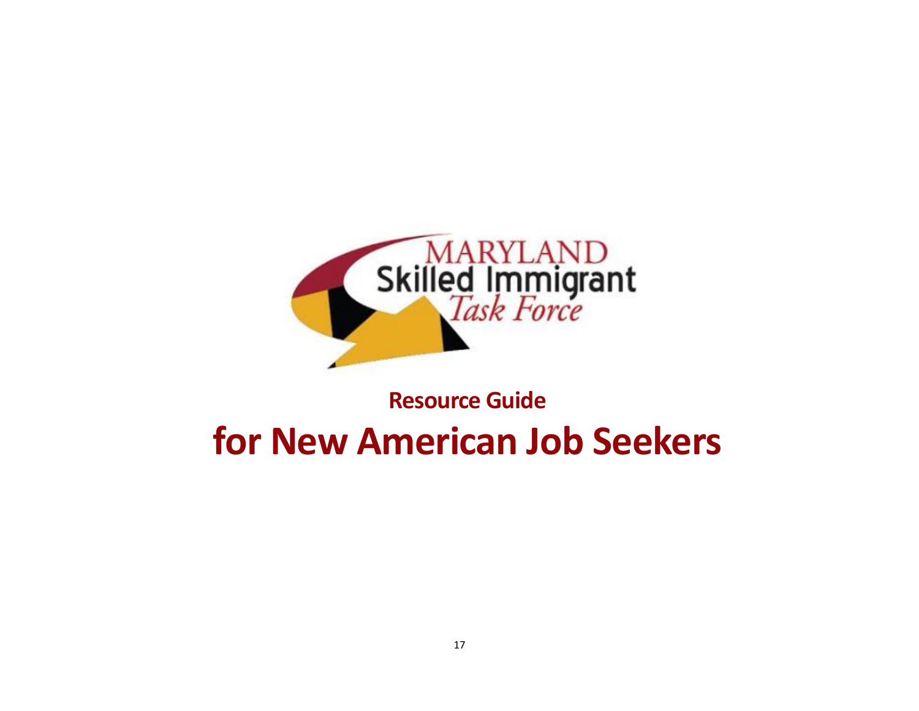MARYLAND
Skilled Immigrant
*Task Force*

**Resource Guide**

# for New American Job Seekers